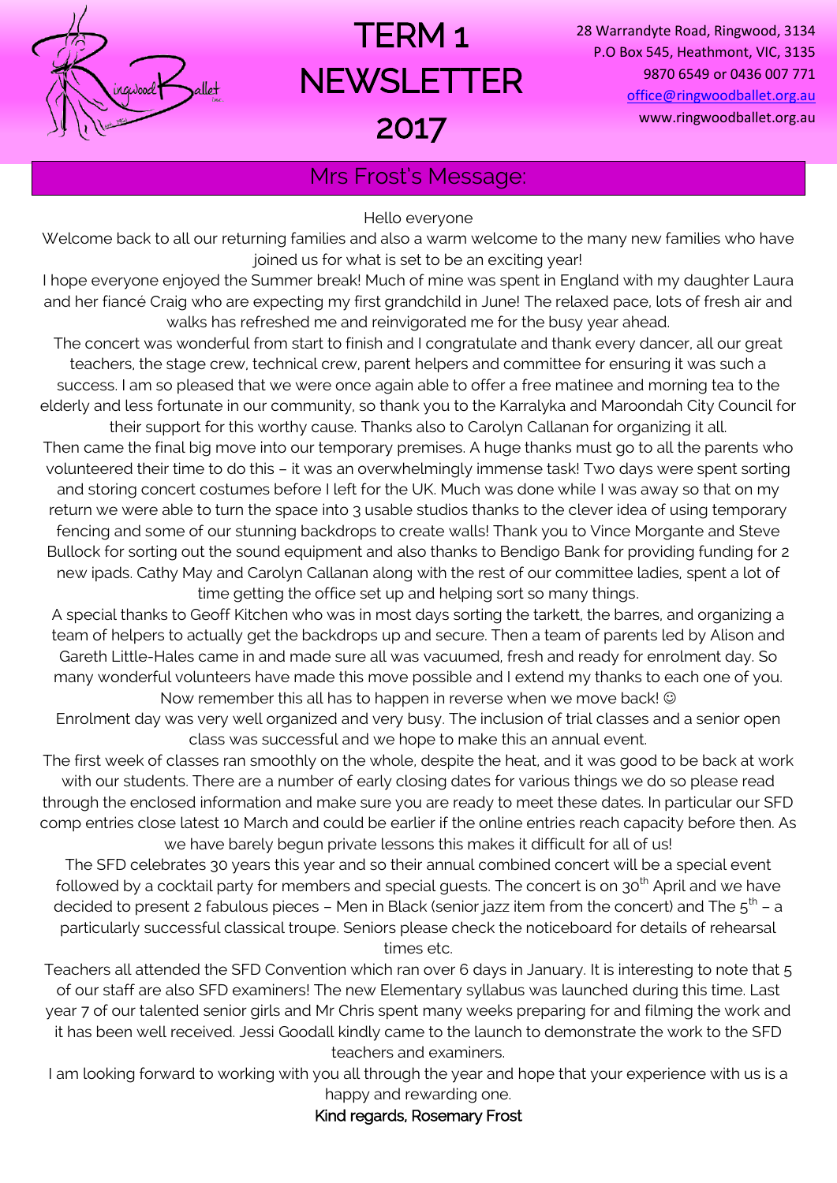# TERM 1 NEWSLETTER 2017

28 Warrandyte Road, Ringwood, 3134
P.O Box 545, Heathmont, VIC, 3135
9870 6549 or 0436 007 771
office@ringwoodballet.org.au
www.ringwoodballet.org.au

## Mrs Frost's Message:

Hello everyone

Welcome back to all our returning families and also a warm welcome to the many new families who have joined us for what is set to be an exciting year!

I hope everyone enjoyed the Summer break! Much of mine was spent in England with my daughter Laura and her fiancé Craig who are expecting my first grandchild in June! The relaxed pace, lots of fresh air and walks has refreshed me and reinvigorated me for the busy year ahead.

The concert was wonderful from start to finish and I congratulate and thank every dancer, all our great teachers, the stage crew, technical crew, parent helpers and committee for ensuring it was such a success. I am so pleased that we were once again able to offer a free matinee and morning tea to the elderly and less fortunate in our community, so thank you to the Karralyka and Maroondah City Council for their support for this worthy cause. Thanks also to Carolyn Callanan for organizing it all.

Then came the final big move into our temporary premises. A huge thanks must go to all the parents who volunteered their time to do this – it was an overwhelmingly immense task! Two days were spent sorting and storing concert costumes before I left for the UK. Much was done while I was away so that on my return we were able to turn the space into 3 usable studios thanks to the clever idea of using temporary fencing and some of our stunning backdrops to create walls! Thank you to Vince Morgante and Steve Bullock for sorting out the sound equipment and also thanks to Bendigo Bank for providing funding for 2 new ipads. Cathy May and Carolyn Callanan along with the rest of our committee ladies, spent a lot of time getting the office set up and helping sort so many things.

A special thanks to Geoff Kitchen who was in most days sorting the tarkett, the barres, and organizing a team of helpers to actually get the backdrops up and secure. Then a team of parents led by Alison and Gareth Little-Hales came in and made sure all was vacuumed, fresh and ready for enrolment day. So many wonderful volunteers have made this move possible and I extend my thanks to each one of you. Now remember this all has to happen in reverse when we move back! ☺

Enrolment day was very well organized and very busy. The inclusion of trial classes and a senior open class was successful and we hope to make this an annual event.

The first week of classes ran smoothly on the whole, despite the heat, and it was good to be back at work with our students. There are a number of early closing dates for various things we do so please read through the enclosed information and make sure you are ready to meet these dates. In particular our SFD comp entries close latest 10 March and could be earlier if the online entries reach capacity before then. As we have barely begun private lessons this makes it difficult for all of us!

The SFD celebrates 30 years this year and so their annual combined concert will be a special event followed by a cocktail party for members and special guests. The concert is on 30th April and we have decided to present 2 fabulous pieces – Men in Black (senior jazz item from the concert) and The 5th – a particularly successful classical troupe. Seniors please check the noticeboard for details of rehearsal times etc.

Teachers all attended the SFD Convention which ran over 6 days in January. It is interesting to note that 5 of our staff are also SFD examiners! The new Elementary syllabus was launched during this time. Last year 7 of our talented senior girls and Mr Chris spent many weeks preparing for and filming the work and it has been well received. Jessi Goodall kindly came to the launch to demonstrate the work to the SFD teachers and examiners.

I am looking forward to working with you all through the year and hope that your experience with us is a happy and rewarding one.

Kind regards, Rosemary Frost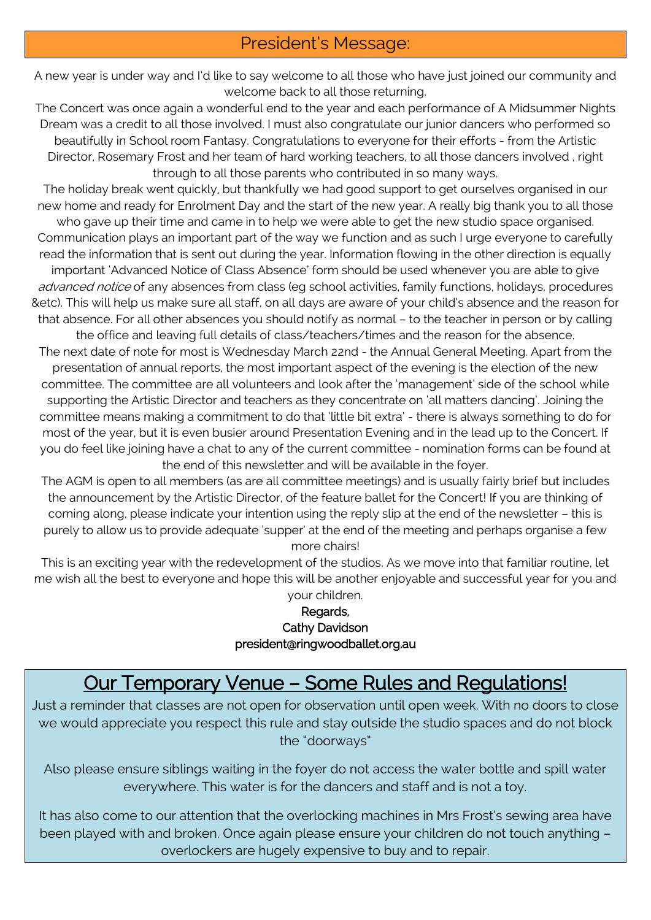## President's Message:

A new year is under way and I'd like to say welcome to all those who have just joined our community and welcome back to all those returning.

The Concert was once again a wonderful end to the year and each performance of A Midsummer Nights Dream was a credit to all those involved. I must also congratulate our junior dancers who performed so beautifully in School room Fantasy. Congratulations to everyone for their efforts - from the Artistic Director, Rosemary Frost and her team of hard working teachers, to all those dancers involved , right through to all those parents who contributed in so many ways.

The holiday break went quickly, but thankfully we had good support to get ourselves organised in our new home and ready for Enrolment Day and the start of the new year. A really big thank you to all those who gave up their time and came in to help we were able to get the new studio space organised.

Communication plays an important part of the way we function and as such I urge everyone to carefully read the information that is sent out during the year. Information flowing in the other direction is equally important 'Advanced Notice of Class Absence' form should be used whenever you are able to give *advanced notice* of any absences from class (eg school activities, family functions, holidays, procedures &etc). This will help us make sure all staff, on all days are aware of your child's absence and the reason for that absence. For all other absences you should notify as normal – to the teacher in person or by calling the office and leaving full details of class/teachers/times and the reason for the absence.

The next date of note for most is Wednesday March 22nd - the Annual General Meeting. Apart from the presentation of annual reports, the most important aspect of the evening is the election of the new committee. The committee are all volunteers and look after the 'management' side of the school while supporting the Artistic Director and teachers as they concentrate on 'all matters dancing'. Joining the committee means making a commitment to do that 'little bit extra' - there is always something to do for most of the year, but it is even busier around Presentation Evening and in the lead up to the Concert. If you do feel like joining have a chat to any of the current committee - nomination forms can be found at the end of this newsletter and will be available in the foyer.

The AGM is open to all members (as are all committee meetings) and is usually fairly brief but includes the announcement by the Artistic Director, of the feature ballet for the Concert! If you are thinking of coming along, please indicate your intention using the reply slip at the end of the newsletter – this is purely to allow us to provide adequate 'supper' at the end of the meeting and perhaps organise a few more chairs!

This is an exciting year with the redevelopment of the studios. As we move into that familiar routine, let me wish all the best to everyone and hope this will be another enjoyable and successful year for you and your children.

Regards,
Cathy Davidson
president@ringwoodballet.org.au

## Our Temporary Venue – Some Rules and Regulations!

Just a reminder that classes are not open for observation until open week. With no doors to close we would appreciate you respect this rule and stay outside the studio spaces and do not block the "doorways"

Also please ensure siblings waiting in the foyer do not access the water bottle and spill water everywhere. This water is for the dancers and staff and is not a toy.

It has also come to our attention that the overlocking machines in Mrs Frost's sewing area have been played with and broken. Once again please ensure your children do not touch anything – overlockers are hugely expensive to buy and to repair.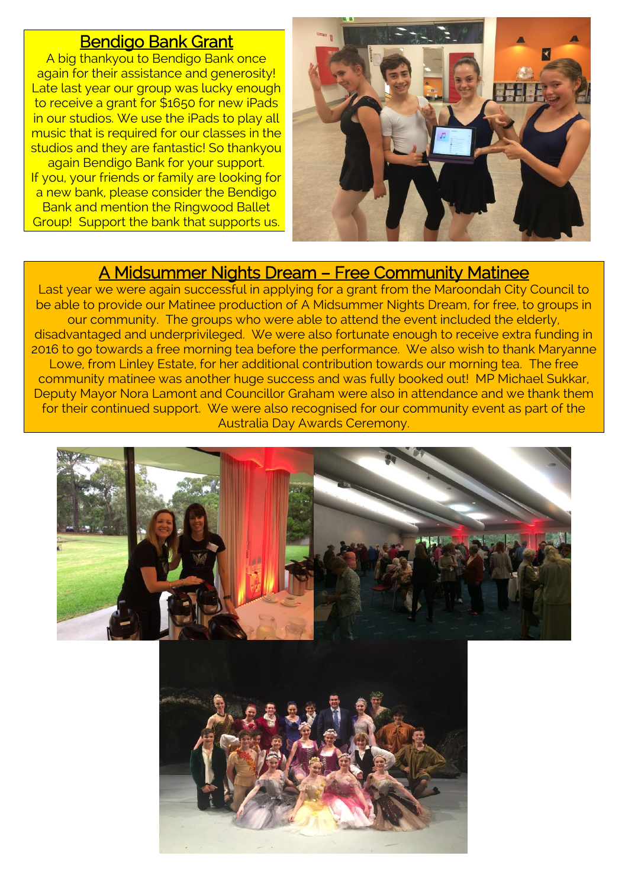## Bendigo Bank Grant

A big thankyou to Bendigo Bank once again for their assistance and generosity! Late last year our group was lucky enough to receive a grant for $1650 for new iPads in our studios. We use the iPads to play all music that is required for our classes in the studios and they are fantastic! So thankyou again Bendigo Bank for your support. If you, your friends or family are looking for a new bank, please consider the Bendigo Bank and mention the Ringwood Ballet Group! Support the bank that supports us.

## A Midsummer Nights Dream – Free Community Matinee

Last year we were again successful in applying for a grant from the Maroondah City Council to be able to provide our Matinee production of A Midsummer Nights Dream, for free, to groups in our community. The groups who were able to attend the event included the elderly, disadvantaged and underprivileged. We were also fortunate enough to receive extra funding in 2016 to go towards a free morning tea before the performance. We also wish to thank Maryanne Lowe, from Linley Estate, for her additional contribution towards our morning tea. The free community matinee was another huge success and was fully booked out! MP Michael Sukkar, Deputy Mayor Nora Lamont and Councillor Graham were also in attendance and we thank them for their continued support. We were also recognised for our community event as part of the Australia Day Awards Ceremony.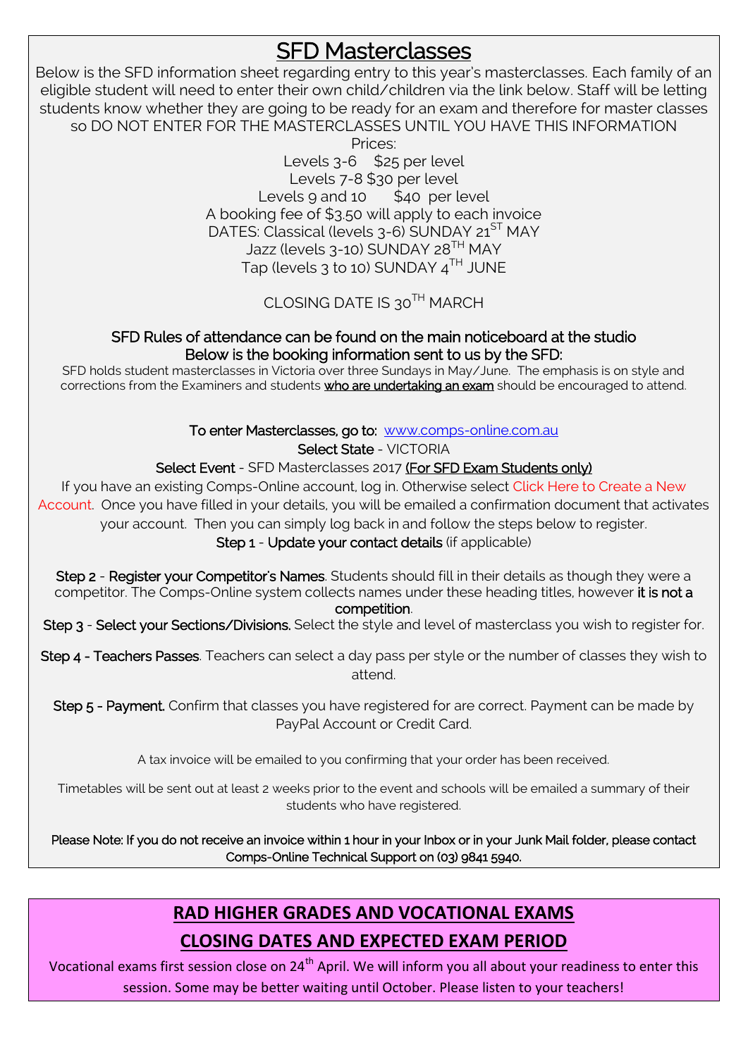# SFD Masterclasses

Below is the SFD information sheet regarding entry to this year's masterclasses. Each family of an eligible student will need to enter their own child/children via the link below. Staff will be letting students know whether they are going to be ready for an exam and therefore for master classes so DO NOT ENTER FOR THE MASTERCLASSES UNTIL YOU HAVE THIS INFORMATION

Prices:

Levels 3-6 $25 per level

Levels 7-8 $30 per level

Levels 9 and 10 $40 per level

A booking fee of $3.50 will apply to each invoice

DATES: Classical (levels 3-6) SUNDAY 21ST MAY

Jazz (levels 3-10) SUNDAY 28TH MAY

Tap (levels 3 to 10) SUNDAY 4TH JUNE

CLOSING DATE IS 30TH MARCH

**SFD Rules of attendance can be found on the main noticeboard at the studio**
**Below is the booking information sent to us by the SFD:**

SFD holds student masterclasses in Victoria over three Sundays in May/June. The emphasis is on style and corrections from the Examiners and students **who are undertaking an exam** should be encouraged to attend.

**To enter Masterclasses, go to:** www.comps-online.com.au

**Select State** - VICTORIA

**Select Event** - SFD Masterclasses 2017 **(For SFD Exam Students only)**

If you have an existing Comps-Online account, log in. Otherwise select Click Here to Create a New Account. Once you have filled in your details, you will be emailed a confirmation document that activates your account. Then you can simply log back in and follow the steps below to register.

**Step 1** - **Update your contact details** (if applicable)

**Step 2** - **Register your Competitor's Names**. Students should fill in their details as though they were a competitor. The Comps-Online system collects names under these heading titles, however **it is not a competition**.

**Step 3** - **Select your Sections/Divisions.** Select the style and level of masterclass you wish to register for.

**Step 4 - Teachers Passes**. Teachers can select a day pass per style or the number of classes they wish to attend.

**Step 5 - Payment.** Confirm that classes you have registered for are correct. Payment can be made by PayPal Account or Credit Card.

A tax invoice will be emailed to you confirming that your order has been received.

Timetables will be sent out at least 2 weeks prior to the event and schools will be emailed a summary of their students who have registered.

**Please Note: If you do not receive an invoice within 1 hour in your Inbox or in your Junk Mail folder, please contact Comps-Online Technical Support on (03) 9841 5940.**

## RAD HIGHER GRADES AND VOCATIONAL EXAMS

## CLOSING DATES AND EXPECTED EXAM PERIOD

Vocational exams first session close on 24th April. We will inform you all about your readiness to enter this session. Some may be better waiting until October. Please listen to your teachers!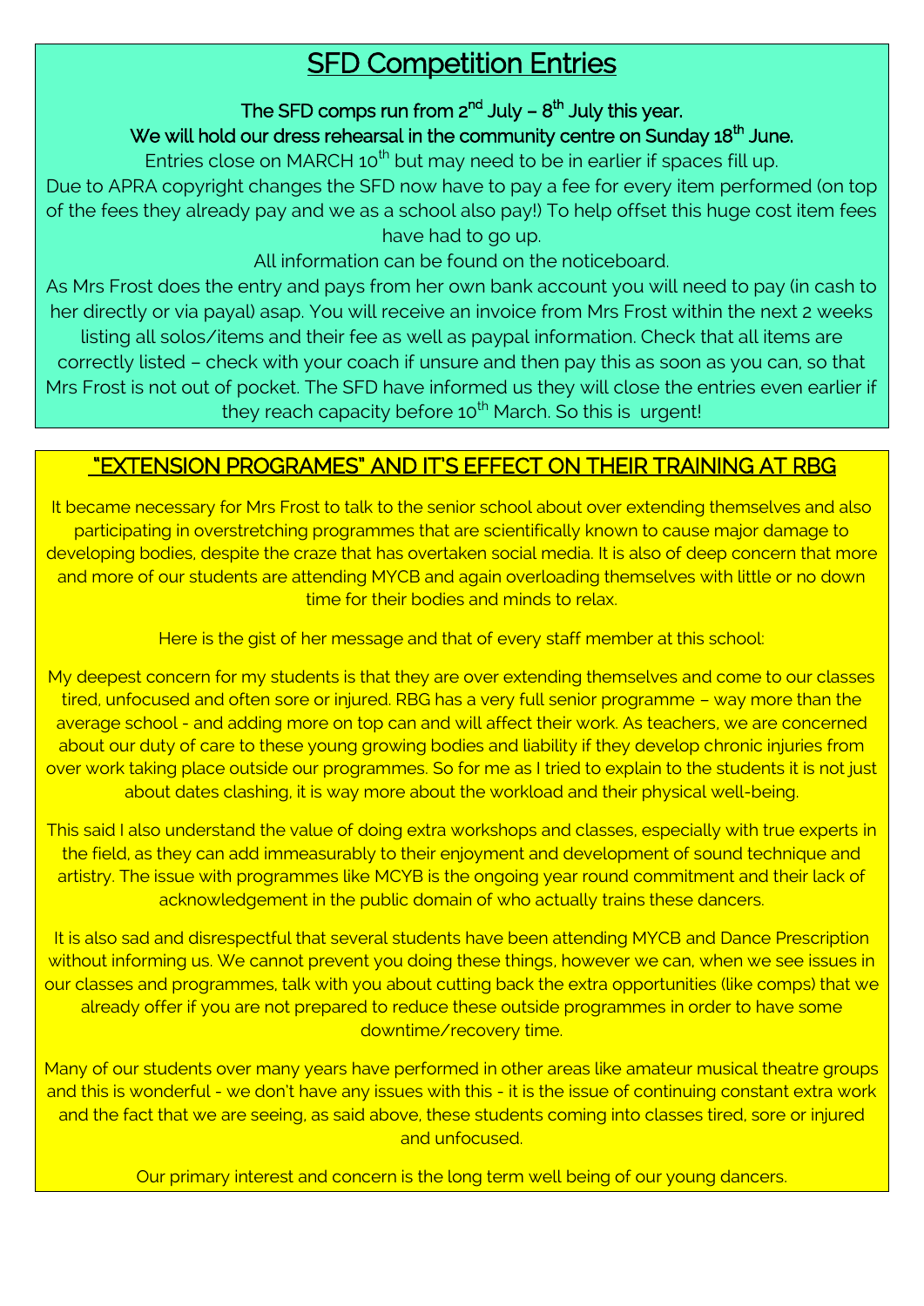# SFD Competition Entries

**The SFD comps run from 2nd July – 8th July this year.**

**We will hold our dress rehearsal in the community centre on Sunday 18th June.**

Entries close on MARCH 10th but may need to be in earlier if spaces fill up.

Due to APRA copyright changes the SFD now have to pay a fee for every item performed (on top of the fees they already pay and we as a school also pay!) To help offset this huge cost item fees have had to go up.

All information can be found on the noticeboard.

As Mrs Frost does the entry and pays from her own bank account you will need to pay (in cash to her directly or via payal) asap. You will receive an invoice from Mrs Frost within the next 2 weeks listing all solos/items and their fee as well as paypal information. Check that all items are correctly listed – check with your coach if unsure and then pay this as soon as you can, so that Mrs Frost is not out of pocket. The SFD have informed us they will close the entries even earlier if they reach capacity before 10th March. So this is urgent!

## "EXTENSION PROGRAMES" AND IT'S EFFECT ON THEIR TRAINING AT RBG

It became necessary for Mrs Frost to talk to the senior school about over extending themselves and also participating in overstretching programmes that are scientifically known to cause major damage to developing bodies, despite the craze that has overtaken social media. It is also of deep concern that more and more of our students are attending MYCB and again overloading themselves with little or no down time for their bodies and minds to relax.

Here is the gist of her message and that of every staff member at this school:

My deepest concern for my students is that they are over extending themselves and come to our classes tired, unfocused and often sore or injured. RBG has a very full senior programme – way more than the average school - and adding more on top can and will affect their work. As teachers, we are concerned about our duty of care to these young growing bodies and liability if they develop chronic injuries from over work taking place outside our programmes. So for me as I tried to explain to the students it is not just about dates clashing, it is way more about the workload and their physical well-being.

This said I also understand the value of doing extra workshops and classes, especially with true experts in the field, as they can add immeasurably to their enjoyment and development of sound technique and artistry. The issue with programmes like MCYB is the ongoing year round commitment and their lack of acknowledgement in the public domain of who actually trains these dancers.

It is also sad and disrespectful that several students have been attending MYCB and Dance Prescription without informing us. We cannot prevent you doing these things, however we can, when we see issues in our classes and programmes, talk with you about cutting back the extra opportunities (like comps) that we already offer if you are not prepared to reduce these outside programmes in order to have some downtime/recovery time.

Many of our students over many years have performed in other areas like amateur musical theatre groups and this is wonderful - we don't have any issues with this - it is the issue of continuing constant extra work and the fact that we are seeing, as said above, these students coming into classes tired, sore or injured and unfocused.

Our primary interest and concern is the long term well being of our young dancers.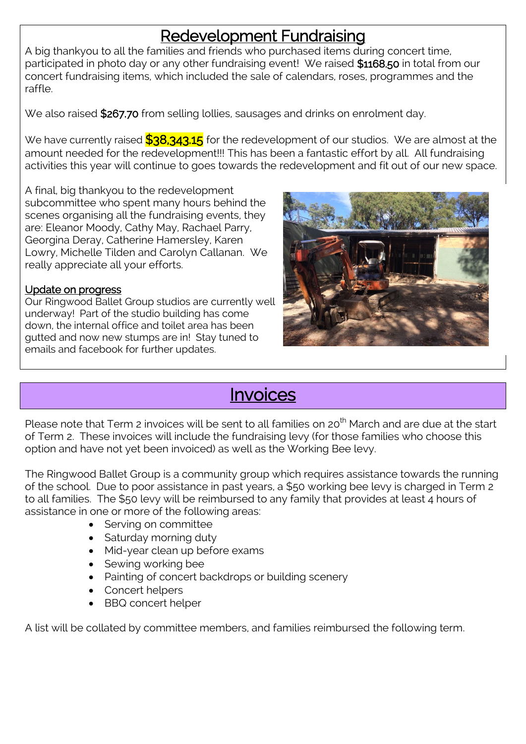## Redevelopment Fundraising

A big thankyou to all the families and friends who purchased items during concert time, participated in photo day or any other fundraising event! We raised **$1168.50** in total from our concert fundraising items, which included the sale of calendars, roses, programmes and the raffle.

We also raised **$267.70** from selling lollies, sausages and drinks on enrolment day.

We have currently raised **$38,343.15** for the redevelopment of our studios. We are almost at the amount needed for the redevelopment!!! This has been a fantastic effort by all. All fundraising activities this year will continue to goes towards the redevelopment and fit out of our new space.

A final, big thankyou to the redevelopment subcommittee who spent many hours behind the scenes organising all the fundraising events, they are: Eleanor Moody, Cathy May, Rachael Parry, Georgina Deray, Catherine Hamersley, Karen Lowry, Michelle Tilden and Carolyn Callanan. We really appreciate all your efforts.

### Update on progress

Our Ringwood Ballet Group studios are currently well underway! Part of the studio building has come down, the internal office and toilet area has been gutted and now new stumps are in! Stay tuned to emails and facebook for further updates.

## Invoices

Please note that Term 2 invoices will be sent to all families on 20th March and are due at the start of Term 2. These invoices will include the fundraising levy (for those families who choose this option and have not yet been invoiced) as well as the Working Bee levy.

The Ringwood Ballet Group is a community group which requires assistance towards the running of the school. Due to poor assistance in past years, a $50 working bee levy is charged in Term 2 to all families. The $50 levy will be reimbursed to any family that provides at least 4 hours of assistance in one or more of the following areas:

- Serving on committee
- Saturday morning duty
- Mid-year clean up before exams
- Sewing working bee
- Painting of concert backdrops or building scenery
- Concert helpers
- BBQ concert helper

A list will be collated by committee members, and families reimbursed the following term.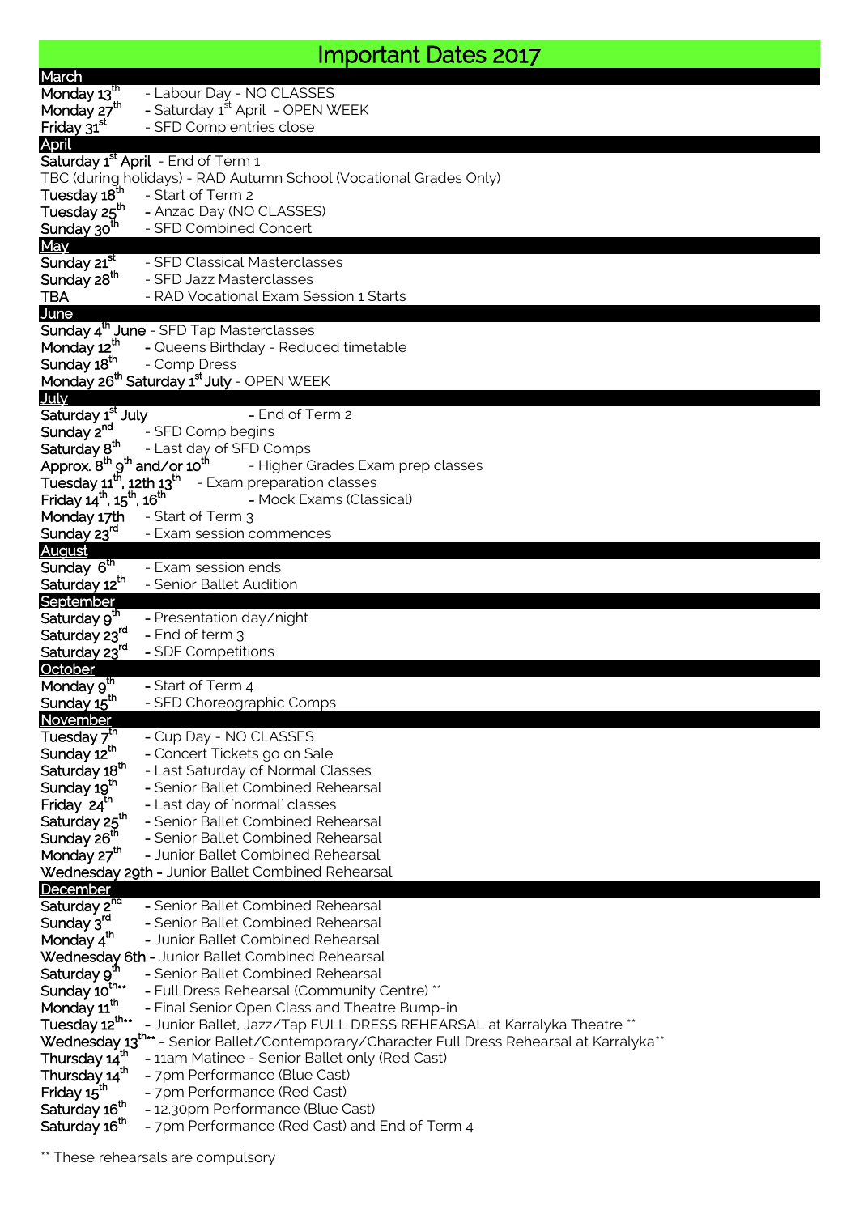# Important Dates 2017

## March

**Monday 13th** - Labour Day - NO CLASSES
**Monday 27th** - Saturday 1st April - OPEN WEEK
**Friday 31st** - SFD Comp entries close

## April

**Saturday 1st April** - End of Term 1
TBC (during holidays) - RAD Autumn School (Vocational Grades Only)
**Tuesday 18th** - Start of Term 2
**Tuesday 25th** - Anzac Day (NO CLASSES)
**Sunday 30th** - SFD Combined Concert

## May

**Sunday 21st** - SFD Classical Masterclasses
**Sunday 28th** - SFD Jazz Masterclasses
**TBA** - RAD Vocational Exam Session 1 Starts

## June

**Sunday 4th June** - SFD Tap Masterclasses
**Monday 12th** - Queens Birthday - Reduced timetable
**Sunday 18th** - Comp Dress
**Monday 26th Saturday 1st July** - OPEN WEEK

## July

**Saturday 1st July** - End of Term 2
**Sunday 2nd** - SFD Comp begins
**Saturday 8th** - Last day of SFD Comps
**Approx. 8th 9th and/or 10th** - Higher Grades Exam prep classes
**Tuesday 11th, 12th 13th** - Exam preparation classes
**Friday 14th, 15th, 16th** - Mock Exams (Classical)
**Monday 17th** - Start of Term 3
**Sunday 23rd** - Exam session commences

## August

**Sunday 6th** - Exam session ends
**Saturday 12th** - Senior Ballet Audition

## September

**Saturday 9th** - Presentation day/night
**Saturday 23rd** - End of term 3
**Saturday 23rd** - SDF Competitions

## October

**Monday 9th** - Start of Term 4
**Sunday 15th** - SFD Choreographic Comps

## November

**Tuesday 7th** - Cup Day - NO CLASSES
**Sunday 12th** - Concert Tickets go on Sale
**Saturday 18th** - Last Saturday of Normal Classes
**Sunday 19th** - Senior Ballet Combined Rehearsal
**Friday 24th** - Last day of 'normal' classes
**Saturday 25th** - Senior Ballet Combined Rehearsal
**Sunday 26th** - Senior Ballet Combined Rehearsal
**Monday 27th** - Junior Ballet Combined Rehearsal
**Wednesday 29th** - Junior Ballet Combined Rehearsal

## December

**Saturday 2nd** - Senior Ballet Combined Rehearsal
**Sunday 3rd** - Senior Ballet Combined Rehearsal
**Monday 4th** - Junior Ballet Combined Rehearsal
**Wednesday 6th** - Junior Ballet Combined Rehearsal
**Saturday 9th** - Senior Ballet Combined Rehearsal
**Sunday 10th\*\*** - Full Dress Rehearsal (Community Centre) \*\*
**Monday 11th** - Final Senior Open Class and Theatre Bump-in
**Tuesday 12th\*\*** - Junior Ballet, Jazz/Tap FULL DRESS REHEARSAL at Karralyka Theatre \*\*
**Wednesday 13th\*\*** - Senior Ballet/Contemporary/Character Full Dress Rehearsal at Karralyka\*\*
**Thursday 14th** - 11am Matinee - Senior Ballet only (Red Cast)
**Thursday 14th** - 7pm Performance (Blue Cast)
**Friday 15th** - 7pm Performance (Red Cast)
**Saturday 16th** - 12.30pm Performance (Blue Cast)
**Saturday 16th** - 7pm Performance (Red Cast) and End of Term 4

\*\* These rehearsals are compulsory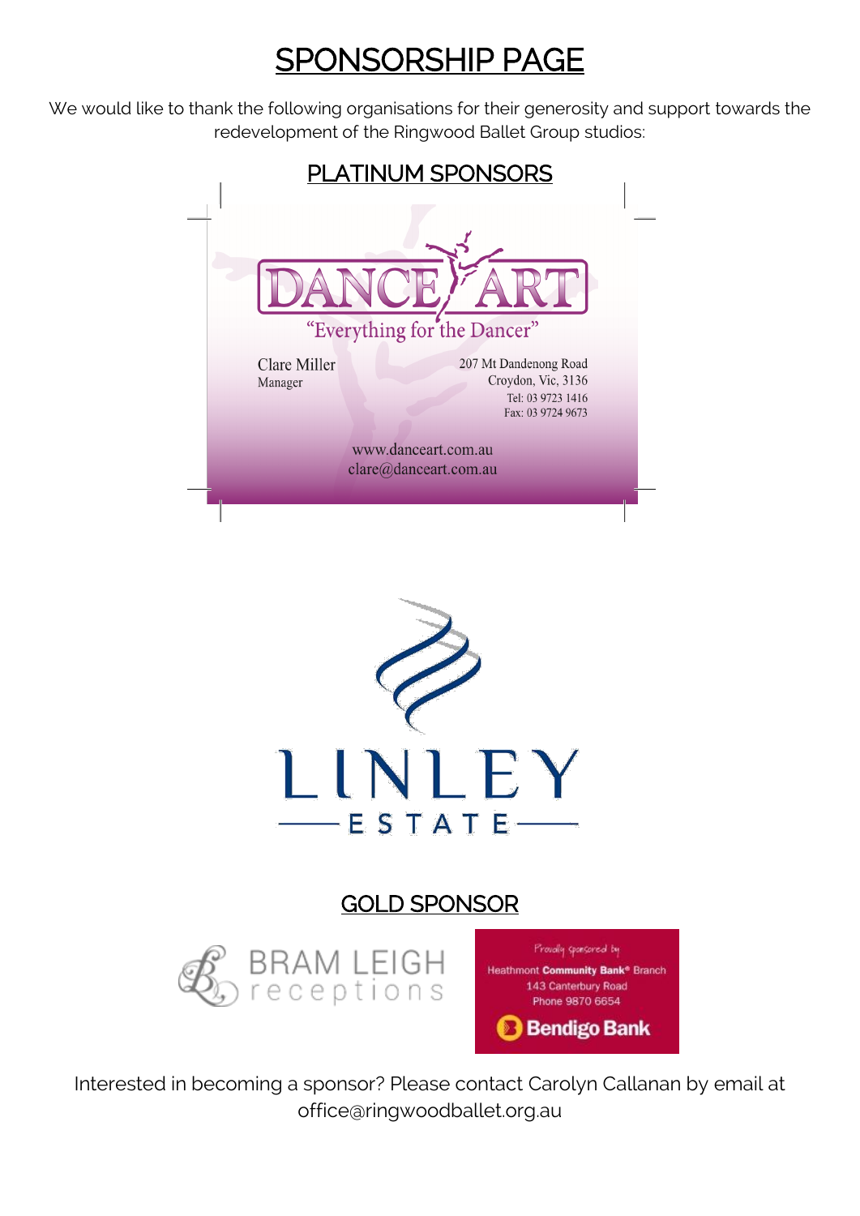# SPONSORSHIP PAGE

We would like to thank the following organisations for their generosity and support towards the redevelopment of the Ringwood Ballet Group studios:

## PLATINUM SPONSORS

DANCE ART

"Everything for the Dancer"

Clare Miller
Manager

207 Mt Dandenong Road
Croydon, Vic, 3136
Tel: 03 9723 1416
Fax: 03 9724 9673

www.danceart.com.au
clare@danceart.com.au

LINLEY ESTATE

## GOLD SPONSOR

BRAM LEIGH receptions

Proudly sponsored by
Heathmont Community Bank® Branch
143 Canterbury Road
Phone 9870 6654
Bendigo Bank

Interested in becoming a sponsor? Please contact Carolyn Callanan by email at office@ringwoodballet.org.au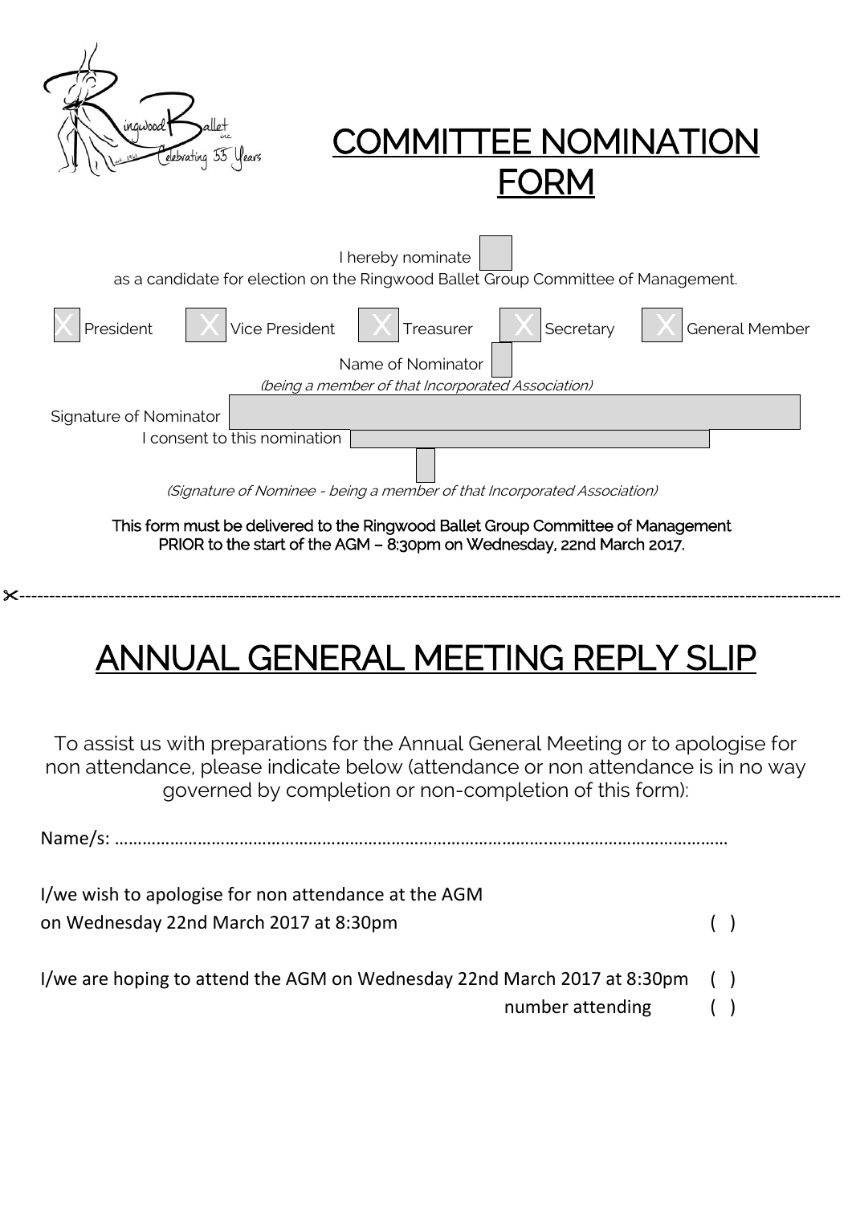# COMMITTEE NOMINATION FORM

I hereby nominate

as a candidate for election on the Ringwood Ballet Group Committee of Management.

X President   X Vice President   X Treasurer   X Secretary   X General Member

Name of Nominator

*(being a member of that Incorporated Association)*

Signature of Nominator

I consent to this nomination

*(Signature of Nominee - being a member of that Incorporated Association)*

**This form must be delivered to the Ringwood Ballet Group Committee of Management PRIOR to the start of the AGM – 8:30pm on Wednesday, 22nd March 2017.**

✂------------------------------------------------------------------------------------------------------------------------------------------

# ANNUAL GENERAL MEETING REPLY SLIP

To assist us with preparations for the Annual General Meeting or to apologise for non attendance, please indicate below (attendance or non attendance is in no way governed by completion or non-completion of this form):

Name/s: ……………………………………………………………………………………………………………………

I/we wish to apologise for non attendance at the AGM
on Wednesday 22nd March 2017 at 8:30pm ( )

I/we are hoping to attend the AGM on Wednesday 22nd March 2017 at 8:30pm ( )
number attending ( )